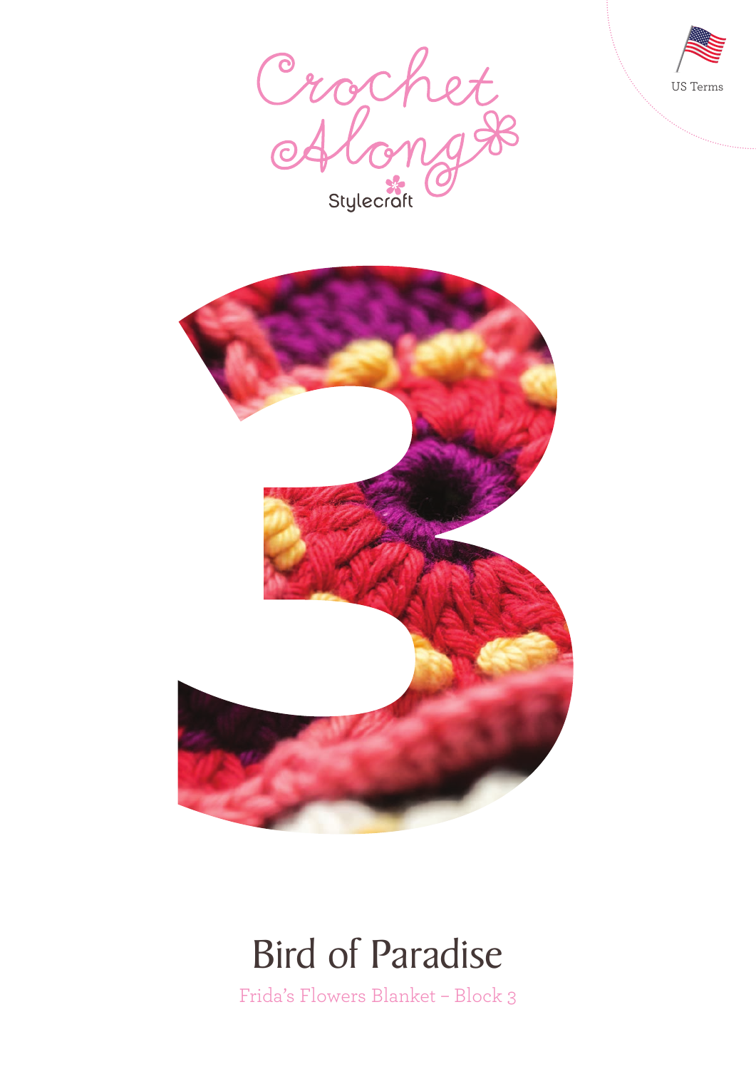US Terms

Crochet Along

Stylecraft

3

# Bird of Paradise

Frida's Flowers Blanket – Block 3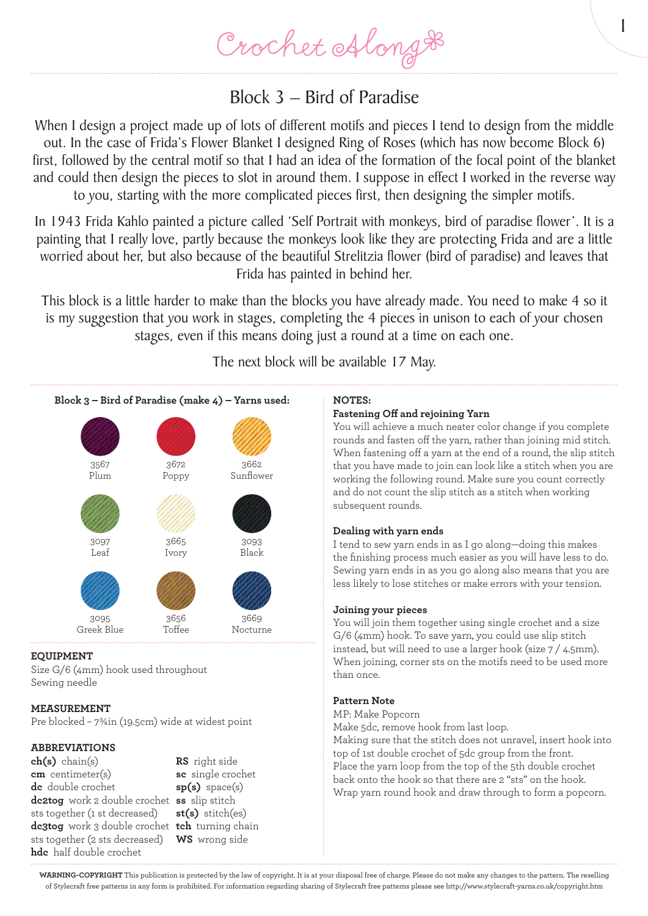# Crochet Along

## Block 3 – Bird of Paradise

When I design a project made up of lots of different motifs and pieces I tend to design from the middle out. In the case of Frida's Flower Blanket I designed Ring of Roses (which has now become Block 6) first, followed by the central motif so that I had an idea of the formation of the focal point of the blanket and could then design the pieces to slot in around them. I suppose in effect I worked in the reverse way to you, starting with the more complicated pieces first, then designing the simpler motifs.

In 1943 Frida Kahlo painted a picture called 'Self Portrait with monkeys, bird of paradise flower'. It is a painting that I really love, partly because the monkeys look like they are protecting Frida and are a little worried about her, but also because of the beautiful Strelitzia flower (bird of paradise) and leaves that Frida has painted in behind her.

This block is a little harder to make than the blocks you have already made. You need to make 4 so it is my suggestion that you work in stages, completing the 4 pieces in unison to each of your chosen stages, even if this means doing just a round at a time on each one.

The next block will be available 17 May.

**Block 3 – Bird of Paradise (make 4) – Yarns used:**

| | | |
|---|---|---|
| 3567 Plum | 3672 Poppy | 3662 Sunflower |
| 3097 Leaf | 3665 Ivory | 3093 Black |
| 3095 Greek Blue | 3656 Toffee | 3669 Nocturne |

**EQUIPMENT**
Size G/6 (4mm) hook used throughout
Sewing needle

**MEASUREMENT**
Pre blocked – 7¾in (19.5cm) wide at widest point

**ABBREVIATIONS**

- **ch(s)** chain(s)
- **cm** centimeter(s)
- **dc** double crochet
- **dc2tog** work 2 double crochet sts together (1 st decreased)
- **dc3tog** work 3 double crochet sts together (2 sts decreased)
- **hdc** half double crochet
- **RS** right side
- **sc** single crochet
- **sp(s)** space(s)
- **ss** slip stitch
- **st(s)** stitch(es)
- **tch** turning chain
- **WS** wrong side

**NOTES:**

**Fastening Off and rejoining Yarn**
You will achieve a much neater color change if you complete rounds and fasten off the yarn, rather than joining mid stitch. When fastening off a yarn at the end of a round, the slip stitch that you have made to join can look like a stitch when you are working the following round. Make sure you count correctly and do not count the slip stitch as a stitch when working subsequent rounds.

**Dealing with yarn ends**
I tend to sew yarn ends in as I go along—doing this makes the finishing process much easier as you will have less to do. Sewing yarn ends in as you go along also means that you are less likely to lose stitches or make errors with your tension.

**Joining your pieces**
You will join them together using single crochet and a size G/6 (4mm) hook. To save yarn, you could use slip stitch instead, but will need to use a larger hook (size 7 / 4.5mm). When joining, corner sts on the motifs need to be used more than once.

**Pattern Note**
MP: Make Popcorn
Make 5dc, remove hook from last loop.
Making sure that the stitch does not unravel, insert hook into top of 1st double crochet of 5dc group from the front.
Place the yarn loop from the top of the 5th double crochet back onto the hook so that there are 2 "sts" on the hook.
Wrap yarn round hook and draw through to form a popcorn.

**WARNING-COPYRIGHT** This publication is protected by the law of copyright. It is at your disposal free of charge. Please do not make any changes to the pattern. The reselling of Stylecraft free patterns in any form is prohibited. For information regarding sharing of Stylecraft free patterns please see http://www.stylecraft-yarns.co.uk/copyright.htm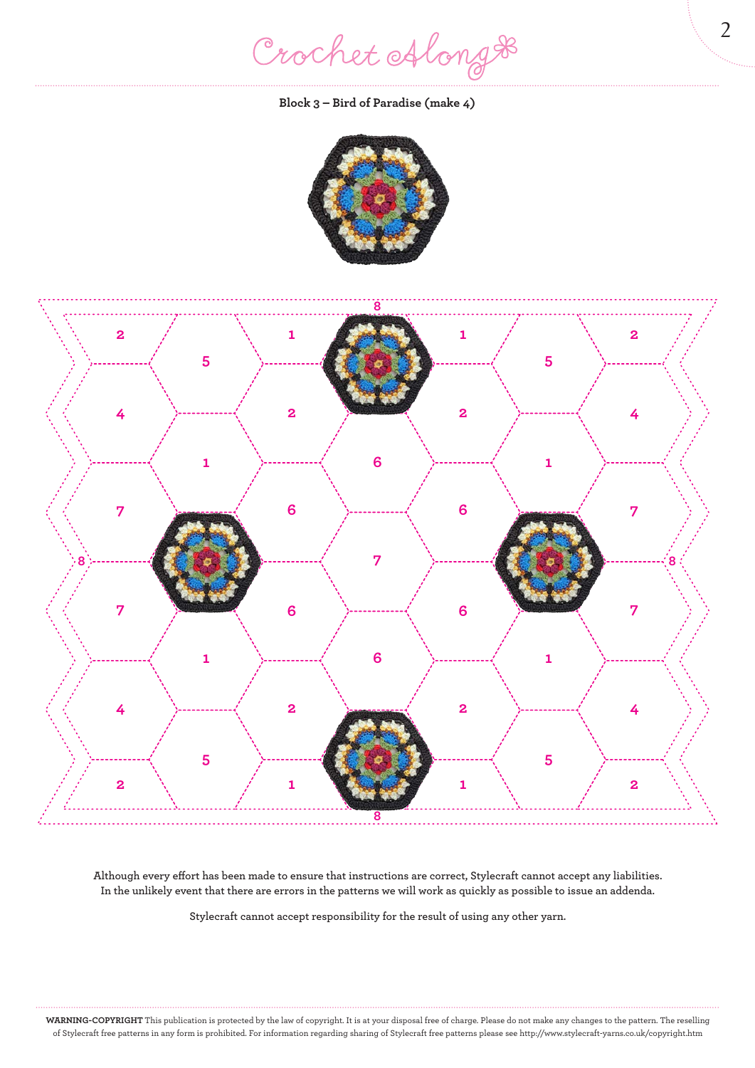## Block 3 – Bird of Paradise (make 4)

Although every effort has been made to ensure that instructions are correct, Stylecraft cannot accept any liabilities. In the unlikely event that there are errors in the patterns we will work as quickly as possible to issue an addenda.

Stylecraft cannot accept responsibility for the result of using any other yarn.

**WARNING-COPYRIGHT** This publication is protected by the law of copyright. It is at your disposal free of charge. Please do not make any changes to the pattern. The reselling of Stylecraft free patterns in any form is prohibited. For information regarding sharing of Stylecraft free patterns please see http://www.stylecraft-yarns.co.uk/copyright.htm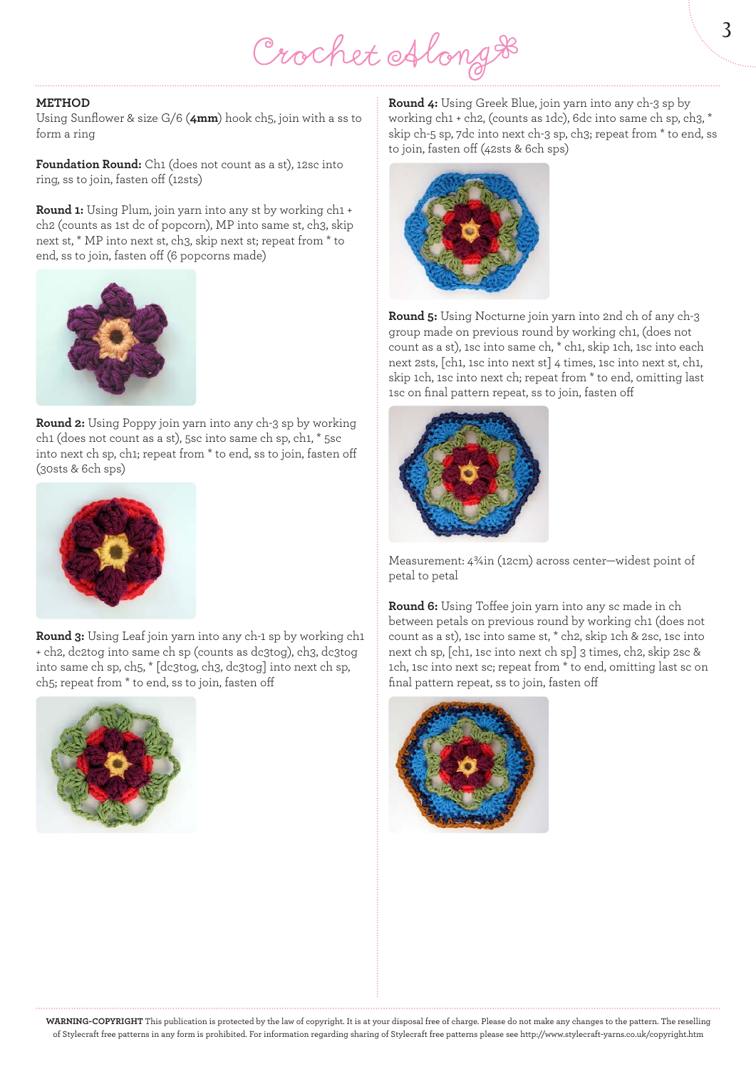**METHOD**
Using Sunflower & size G/6 (**4mm**) hook ch5, join with a ss to form a ring

**Foundation Round:** Ch1 (does not count as a st), 12sc into ring, ss to join, fasten off (12sts)

**Round 1:** Using Plum, join yarn into any st by working ch1 + ch2 (counts as 1st dc of popcorn), MP into same st, ch3, skip next st, * MP into next st, ch3, skip next st; repeat from * to end, ss to join, fasten off (6 popcorns made)

**Round 2:** Using Poppy join yarn into any ch-3 sp by working ch1 (does not count as a st), 5sc into same ch sp, ch1, * 5sc into next ch sp, ch1; repeat from * to end, ss to join, fasten off (30sts & 6ch sps)

**Round 3:** Using Leaf join yarn into any ch-1 sp by working ch1 + ch2, dc2tog into same ch sp (counts as dc3tog), ch3, dc3tog into same ch sp, ch5, * [dc3tog, ch3, dc3tog] into next ch sp, ch5; repeat from * to end, ss to join, fasten off

**Round 4:** Using Greek Blue, join yarn into any ch-3 sp by working ch1 + ch2, (counts as 1dc), 6dc into same ch sp, ch3, * skip ch-5 sp, 7dc into next ch-3 sp, ch3; repeat from * to end, ss to join, fasten off (42sts & 6ch sps)

**Round 5:** Using Nocturne join yarn into 2nd ch of any ch-3 group made on previous round by working ch1, (does not count as a st), 1sc into same ch, * ch1, skip 1ch, 1sc into each next 2sts, [ch1, 1sc into next st] 4 times, 1sc into next st, ch1, skip 1ch, 1sc into next ch; repeat from * to end, omitting last 1sc on final pattern repeat, ss to join, fasten off

Measurement: 4¾in (12cm) across center—widest point of petal to petal

**Round 6:** Using Toffee join yarn into any sc made in ch between petals on previous round by working ch1 (does not count as a st), 1sc into same st, * ch2, skip 1ch & 2sc, 1sc into next ch sp, [ch1, 1sc into next ch sp] 3 times, ch2, skip 2sc & 1ch, 1sc into next sc; repeat from * to end, omitting last sc on final pattern repeat, ss to join, fasten off

**WARNING-COPYRIGHT** This publication is protected by the law of copyright. It is at your disposal free of charge. Please do not make any changes to the pattern. The reselling of Stylecraft free patterns in any form is prohibited. For information regarding sharing of Stylecraft free patterns please see http://www.stylecraft-yarns.co.uk/copyright.htm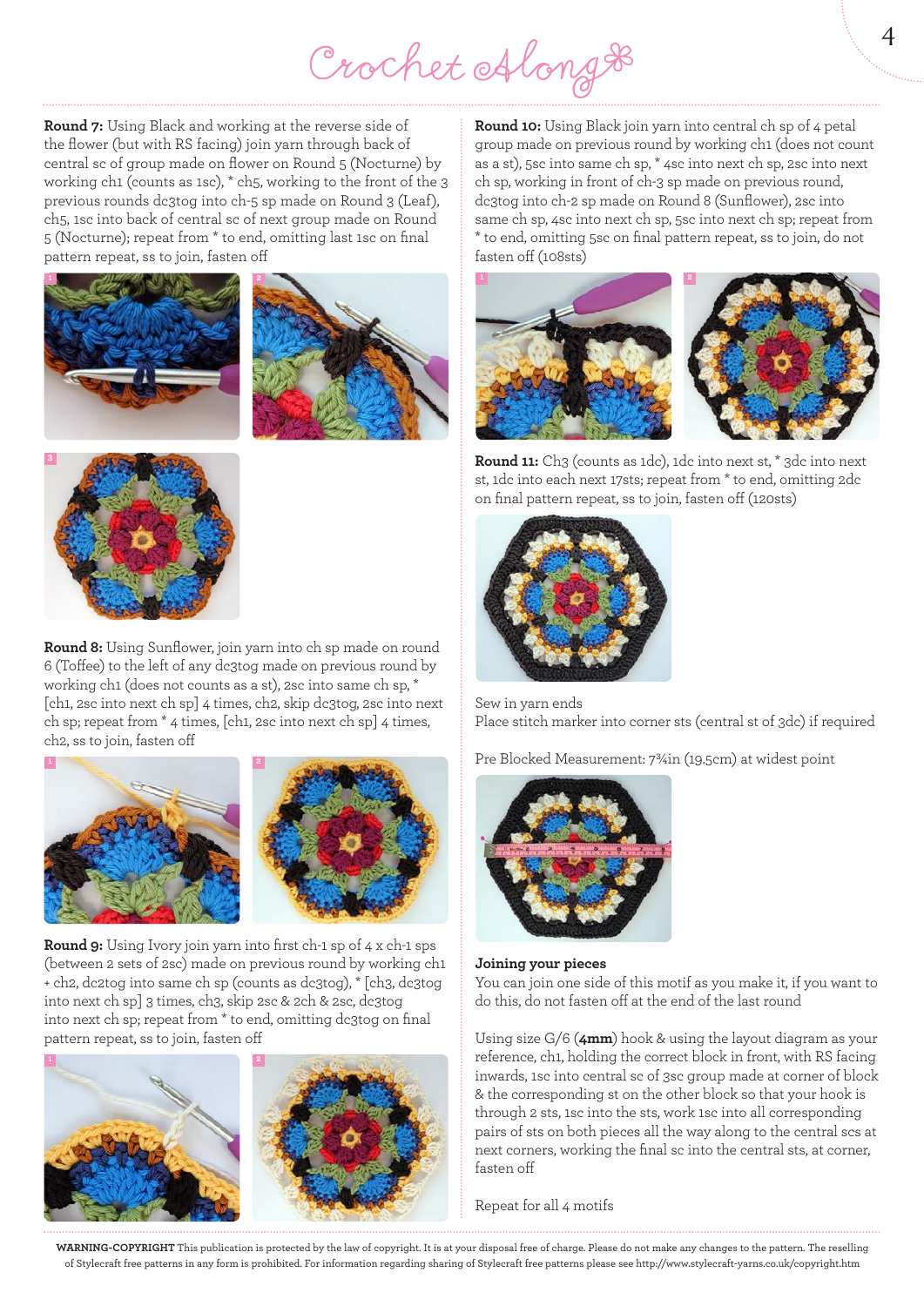**Round 7:** Using Black and working at the reverse side of the flower (but with RS facing) join yarn through back of central sc of group made on flower on Round 5 (Nocturne) by working ch1 (counts as 1sc), * ch5, working to the front of the 3 previous rounds dc3tog into ch-5 sp made on Round 3 (Leaf), ch5, 1sc into back of central sc of next group made on Round 5 (Nocturne); repeat from * to end, omitting last 1sc on final pattern repeat, ss to join, fasten off

**Round 8:** Using Sunflower, join yarn into ch sp made on round 6 (Toffee) to the left of any dc3tog made on previous round by working ch1 (does not counts as a st), 2sc into same ch sp, * [ch1, 2sc into next ch sp] 4 times, ch2, skip dc3tog, 2sc into next ch sp; repeat from * 4 times, [ch1, 2sc into next ch sp] 4 times, ch2, ss to join, fasten off

**Round 9:** Using Ivory join yarn into first ch-1 sp of 4 x ch-1 sps (between 2 sets of 2sc) made on previous round by working ch1 + ch2, dc2tog into same ch sp (counts as dc3tog), * [ch3, dc3tog into next ch sp] 3 times, ch3, skip 2sc & 2ch & 2sc, dc3tog into next ch sp; repeat from * to end, omitting dc3tog on final pattern repeat, ss to join, fasten off

**Round 10:** Using Black join yarn into central ch sp of 4 petal group made on previous round by working ch1 (does not count as a st), 5sc into same ch sp, * 4sc into next ch sp, 2sc into next ch sp, working in front of ch-3 sp made on previous round, dc3tog into ch-2 sp made on Round 8 (Sunflower), 2sc into same ch sp, 4sc into next ch sp, 5sc into next ch sp; repeat from * to end, omitting 5sc on final pattern repeat, ss to join, do not fasten off (108sts)

**Round 11:** Ch3 (counts as 1dc), 1dc into next st, * 3dc into next st, 1dc into each next 17sts; repeat from * to end, omitting 2dc on final pattern repeat, ss to join, fasten off (120sts)

Sew in yarn ends
Place stitch marker into corner sts (central st of 3dc) if required

Pre Blocked Measurement: 7¾in (19.5cm) at widest point

**Joining your pieces**

You can join one side of this motif as you make it, if you want to do this, do not fasten off at the end of the last round

Using size G/6 (**4mm**) hook & using the layout diagram as your reference, ch1, holding the correct block in front, with RS facing inwards, 1sc into central sc of 3sc group made at corner of block & the corresponding st on the other block so that your hook is through 2 sts, 1sc into the sts, work 1sc into all corresponding pairs of sts on both pieces all the way along to the central scs at next corners, working the final sc into the central sts, at corner, fasten off

Repeat for all 4 motifs

**WARNING-COPYRIGHT** This publication is protected by the law of copyright. It is at your disposal free of charge. Please do not make any changes to the pattern. The reselling of Stylecraft free patterns in any form is prohibited. For information regarding sharing of Stylecraft free patterns please see http://www.stylecraft-yarns.co.uk/copyright.htm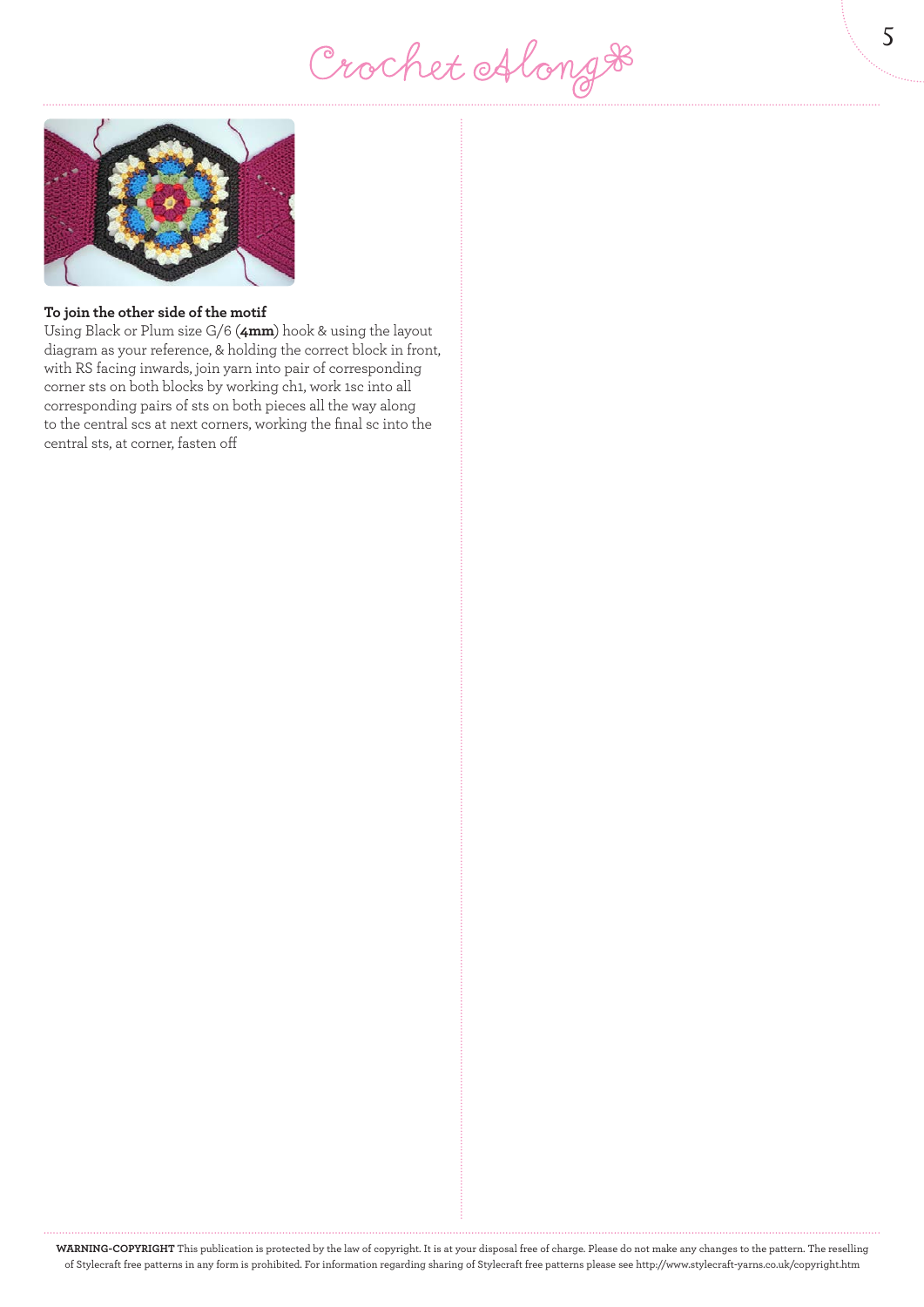**To join the other side of the motif**

Using Black or Plum size G/6 (**4mm**) hook & using the layout diagram as your reference, & holding the correct block in front, with RS facing inwards, join yarn into pair of corresponding corner sts on both blocks by working ch1, work 1sc into all corresponding pairs of sts on both pieces all the way along to the central scs at next corners, working the final sc into the central sts, at corner, fasten off

**WARNING-COPYRIGHT** This publication is protected by the law of copyright. It is at your disposal free of charge. Please do not make any changes to the pattern. The reselling of Stylecraft free patterns in any form is prohibited. For information regarding sharing of Stylecraft free patterns please see http://www.stylecraft-yarns.co.uk/copyright.htm